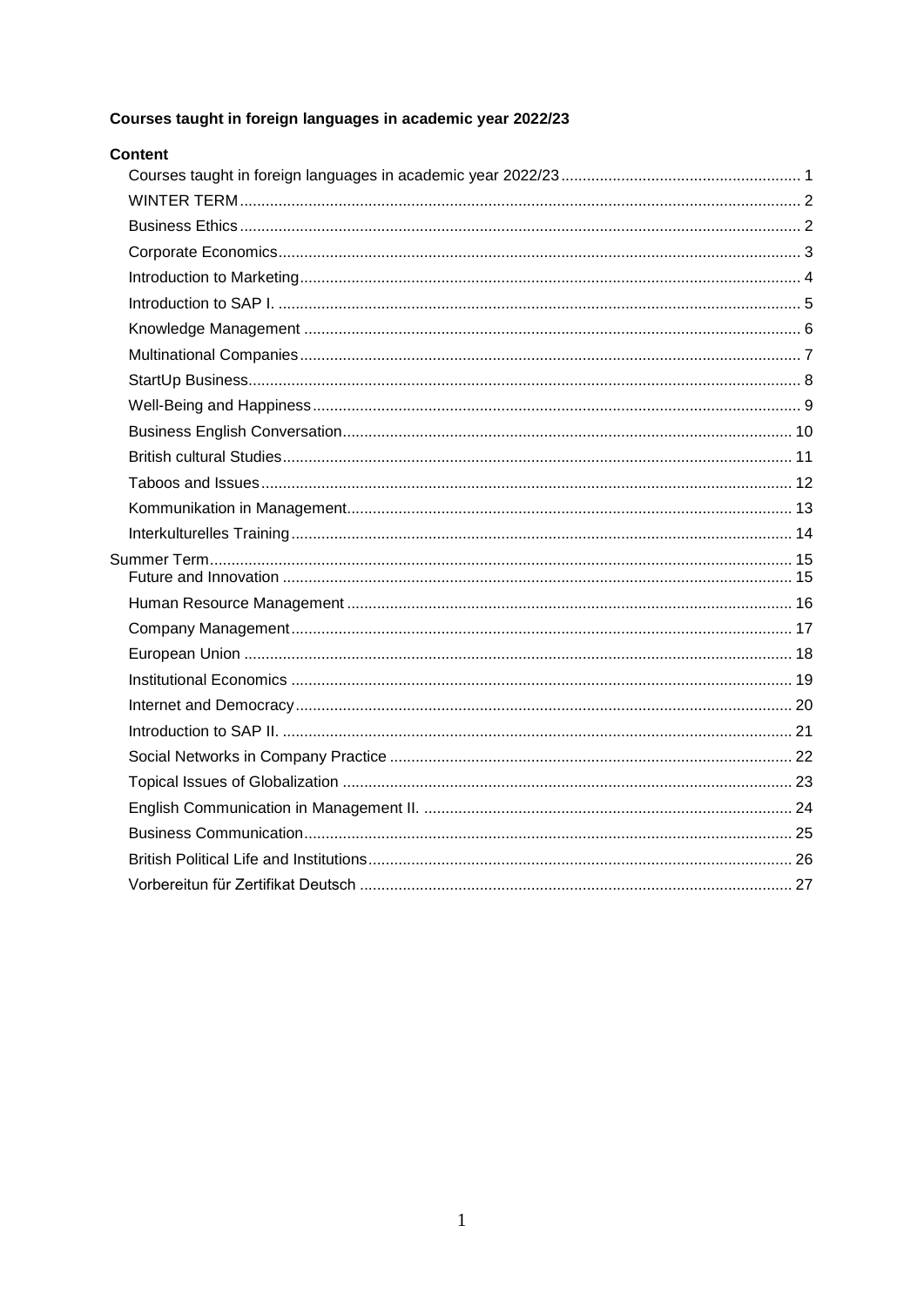**Courses taught in foreign languages in academic year 2022/23**

**Content**

- Courses taught in foreign languages in academic year 2022/23 ........ 1
  - WINTER TERM ........ 2
  - Business Ethics ........ 2
  - Corporate Economics ........ 3
  - Introduction to Marketing ........ 4
  - Introduction to SAP I. ........ 5
  - Knowledge Management ........ 6
  - Multinational Companies ........ 7
  - StartUp Business ........ 8
  - Well-Being and Happiness ........ 9
  - Business English Conversation ........ 10
  - British cultural Studies ........ 11
  - Taboos and Issues ........ 12
  - Kommunikation in Management ........ 13
  - Interkulturelles Training ........ 14
- Summer Term ........ 15
  - Future and Innovation ........ 15
  - Human Resource Management ........ 16
  - Company Management ........ 17
  - European Union ........ 18
  - Institutional Economics ........ 19
  - Internet and Democracy ........ 20
  - Introduction to SAP II. ........ 21
  - Social Networks in Company Practice ........ 22
  - Topical Issues of Globalization ........ 23
  - English Communication in Management II. ........ 24
  - Business Communication ........ 25
  - British Political Life and Institutions ........ 26
  - Vorbereitun für Zertifikat Deutsch ........ 27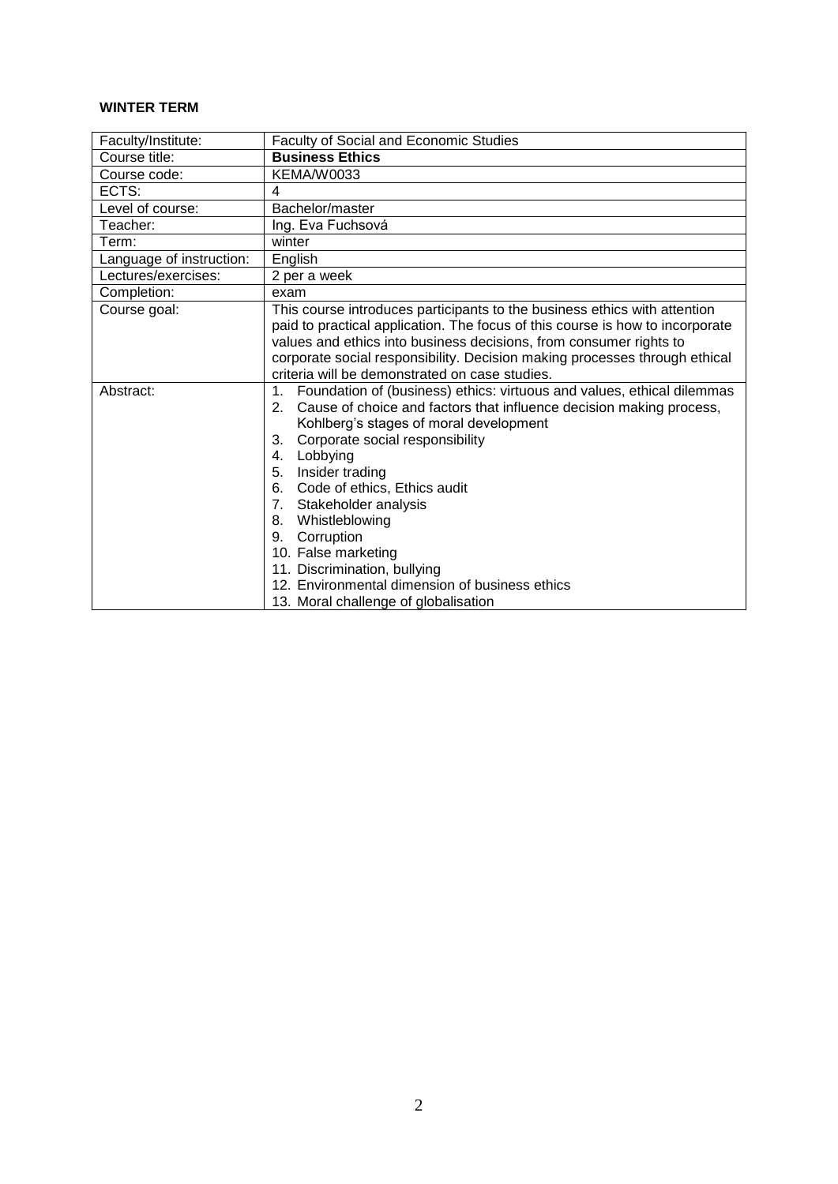**WINTER TERM**

| Faculty/Institute: | Faculty of Social and Economic Studies |
|---|---|
| Course title: | **Business Ethics** |
| Course code: | KEMA/W0033 |
| ECTS: | 4 |
| Level of course: | Bachelor/master |
| Teacher: | Ing. Eva Fuchsová |
| Term: | winter |
| Language of instruction: | English |
| Lectures/exercises: | 2 per a week |
| Completion: | exam |
| Course goal: | This course introduces participants to the business ethics with attention paid to practical application. The focus of this course is how to incorporate values and ethics into business decisions, from consumer rights to corporate social responsibility. Decision making processes through ethical criteria will be demonstrated on case studies. |
| Abstract: | 1. Foundation of (business) ethics: virtuous and values, ethical dilemmas<br>2. Cause of choice and factors that influence decision making process, Kohlberg's stages of moral development<br>3. Corporate social responsibility<br>4. Lobbying<br>5. Insider trading<br>6. Code of ethics, Ethics audit<br>7. Stakeholder analysis<br>8. Whistleblowing<br>9. Corruption<br>10. False marketing<br>11. Discrimination, bullying<br>12. Environmental dimension of business ethics<br>13. Moral challenge of globalisation |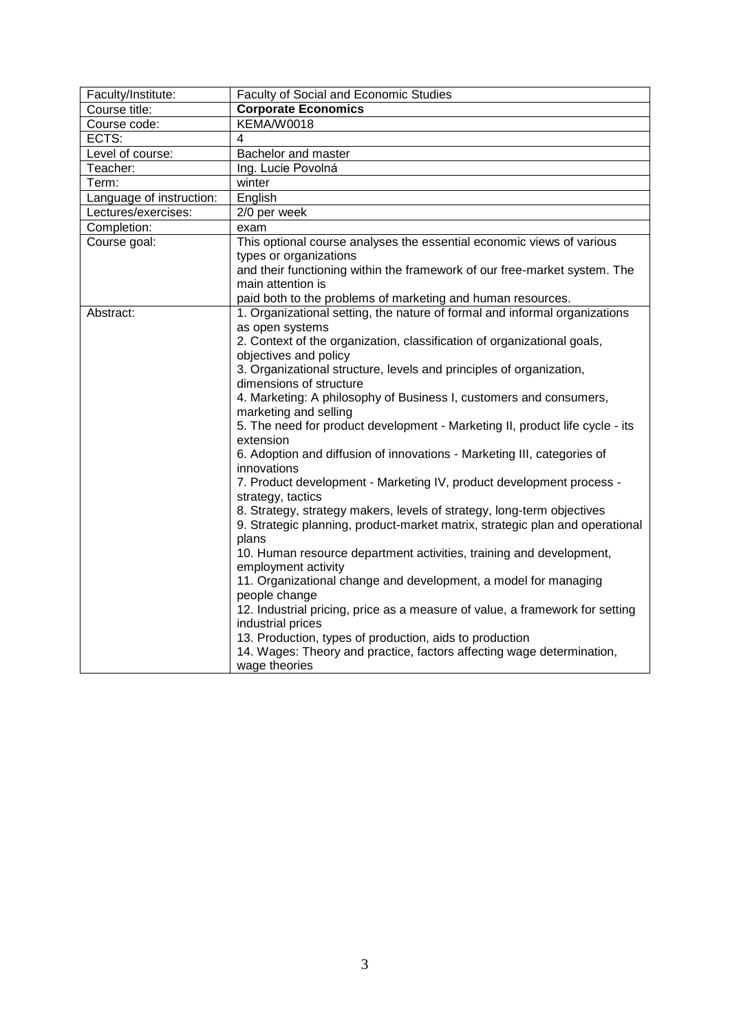| Faculty/Institute: | Faculty of Social and Economic Studies |
|---|---|
| Course title: | **Corporate Economics** |
| Course code: | KEMA/W0018 |
| ECTS: | 4 |
| Level of course: | Bachelor and master |
| Teacher: | Ing. Lucie Povolná |
| Term: | winter |
| Language of instruction: | English |
| Lectures/exercises: | 2/0 per week |
| Completion: | exam |
| Course goal: | This optional course analyses the essential economic views of various types or organizations and their functioning within the framework of our free-market system. The main attention is paid both to the problems of marketing and human resources. |
| Abstract: | 1. Organizational setting, the nature of formal and informal organizations as open systems<br>2. Context of the organization, classification of organizational goals, objectives and policy<br>3. Organizational structure, levels and principles of organization, dimensions of structure<br>4. Marketing: A philosophy of Business I, customers and consumers, marketing and selling<br>5. The need for product development - Marketing II, product life cycle - its extension<br>6. Adoption and diffusion of innovations - Marketing III, categories of innovations<br>7. Product development - Marketing IV, product development process - strategy, tactics<br>8. Strategy, strategy makers, levels of strategy, long-term objectives<br>9. Strategic planning, product-market matrix, strategic plan and operational plans<br>10. Human resource department activities, training and development, employment activity<br>11. Organizational change and development, a model for managing people change<br>12. Industrial pricing, price as a measure of value, a framework for setting industrial prices<br>13. Production, types of production, aids to production<br>14. Wages: Theory and practice, factors affecting wage determination, wage theories |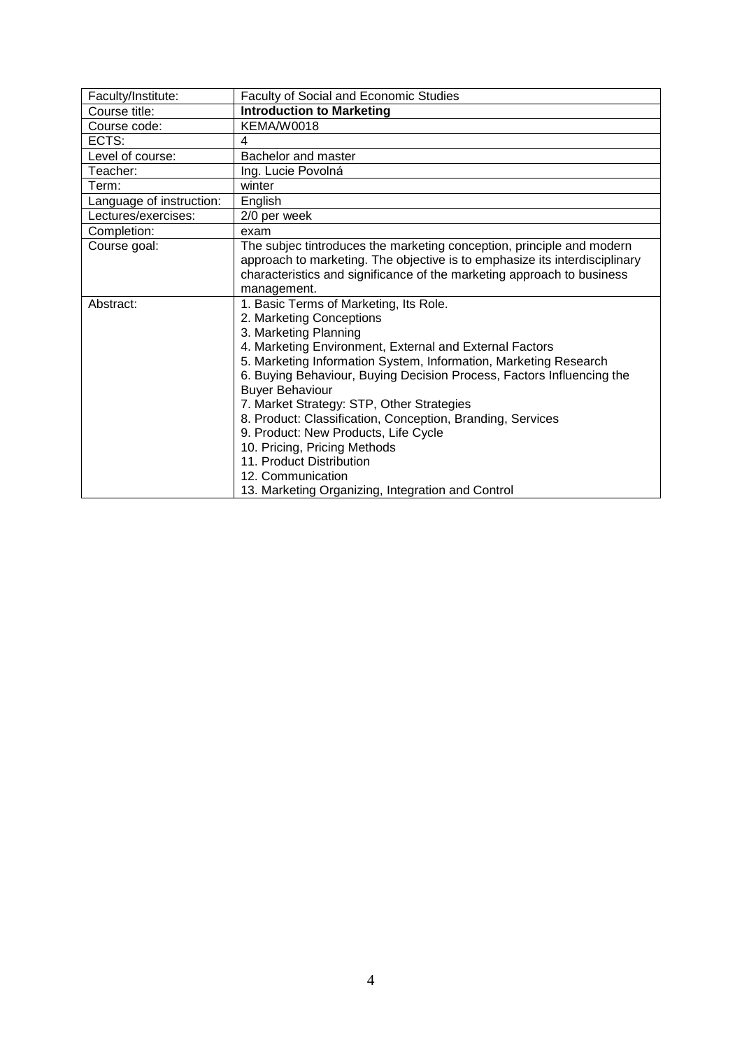| Faculty/Institute: | Faculty of Social and Economic Studies |
| --- | --- |
| Course title: | **Introduction to Marketing** |
| Course code: | KEMA/W0018 |
| ECTS: | 4 |
| Level of course: | Bachelor and master |
| Teacher: | Ing. Lucie Povolná |
| Term: | winter |
| Language of instruction: | English |
| Lectures/exercises: | 2/0 per week |
| Completion: | exam |
| Course goal: | The subjec tintroduces the marketing conception, principle and modern approach to marketing. The objective is to emphasize its interdisciplinary characteristics and significance of the marketing approach to business management. |
| Abstract: | 1. Basic Terms of Marketing, Its Role.<br>2. Marketing Conceptions<br>3. Marketing Planning<br>4. Marketing Environment, External and External Factors<br>5. Marketing Information System, Information, Marketing Research<br>6. Buying Behaviour, Buying Decision Process, Factors Influencing the Buyer Behaviour<br>7. Market Strategy: STP, Other Strategies<br>8. Product: Classification, Conception, Branding, Services<br>9. Product: New Products, Life Cycle<br>10. Pricing, Pricing Methods<br>11. Product Distribution<br>12. Communication<br>13. Marketing Organizing, Integration and Control |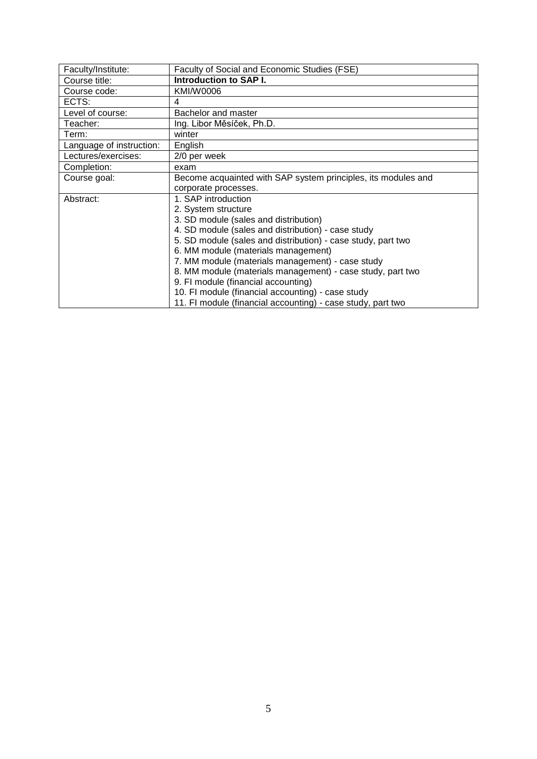| Faculty/Institute: | Faculty of Social and Economic Studies (FSE) |
|---|---|
| Course title: | **Introduction to SAP I.** |
| Course code: | KMI/W0006 |
| ECTS: | 4 |
| Level of course: | Bachelor and master |
| Teacher: | Ing. Libor Měsíček, Ph.D. |
| Term: | winter |
| Language of instruction: | English |
| Lectures/exercises: | 2/0 per week |
| Completion: | exam |
| Course goal: | Become acquainted with SAP system principles, its modules and corporate processes. |
| Abstract: | 1. SAP introduction<br>2. System structure<br>3. SD module (sales and distribution)<br>4. SD module (sales and distribution) - case study<br>5. SD module (sales and distribution) - case study, part two<br>6. MM module (materials management)<br>7. MM module (materials management) - case study<br>8. MM module (materials management) - case study, part two<br>9. FI module (financial accounting)<br>10. FI module (financial accounting) - case study<br>11. FI module (financial accounting) - case study, part two |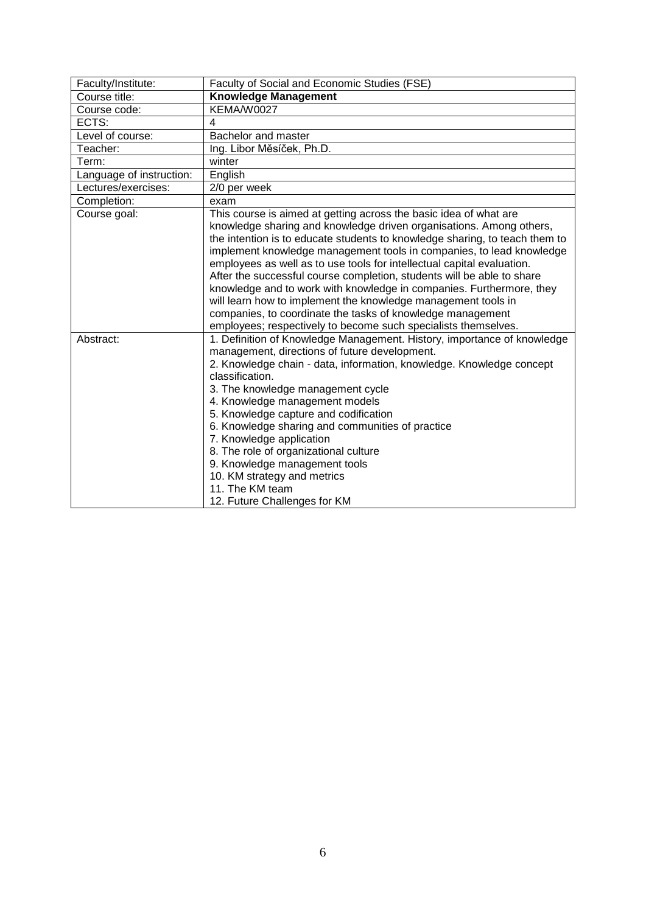| Faculty/Institute: | Faculty of Social and Economic Studies (FSE) |
|---|---|
| Course title: | **Knowledge Management** |
| Course code: | KEMA/W0027 |
| ECTS: | 4 |
| Level of course: | Bachelor and master |
| Teacher: | Ing. Libor Měsíček, Ph.D. |
| Term: | winter |
| Language of instruction: | English |
| Lectures/exercises: | 2/0 per week |
| Completion: | exam |
| Course goal: | This course is aimed at getting across the basic idea of what are knowledge sharing and knowledge driven organisations. Among others, the intention is to educate students to knowledge sharing, to teach them to implement knowledge management tools in companies, to lead knowledge employees as well as to use tools for intellectual capital evaluation. After the successful course completion, students will be able to share knowledge and to work with knowledge in companies. Furthermore, they will learn how to implement the knowledge management tools in companies, to coordinate the tasks of knowledge management employees; respectively to become such specialists themselves. |
| Abstract: | 1. Definition of Knowledge Management. History, importance of knowledge management, directions of future development.<br>2. Knowledge chain - data, information, knowledge. Knowledge concept classification.<br>3. The knowledge management cycle<br>4. Knowledge management models<br>5. Knowledge capture and codification<br>6. Knowledge sharing and communities of practice<br>7. Knowledge application<br>8. The role of organizational culture<br>9. Knowledge management tools<br>10. KM strategy and metrics<br>11. The KM team<br>12. Future Challenges for KM |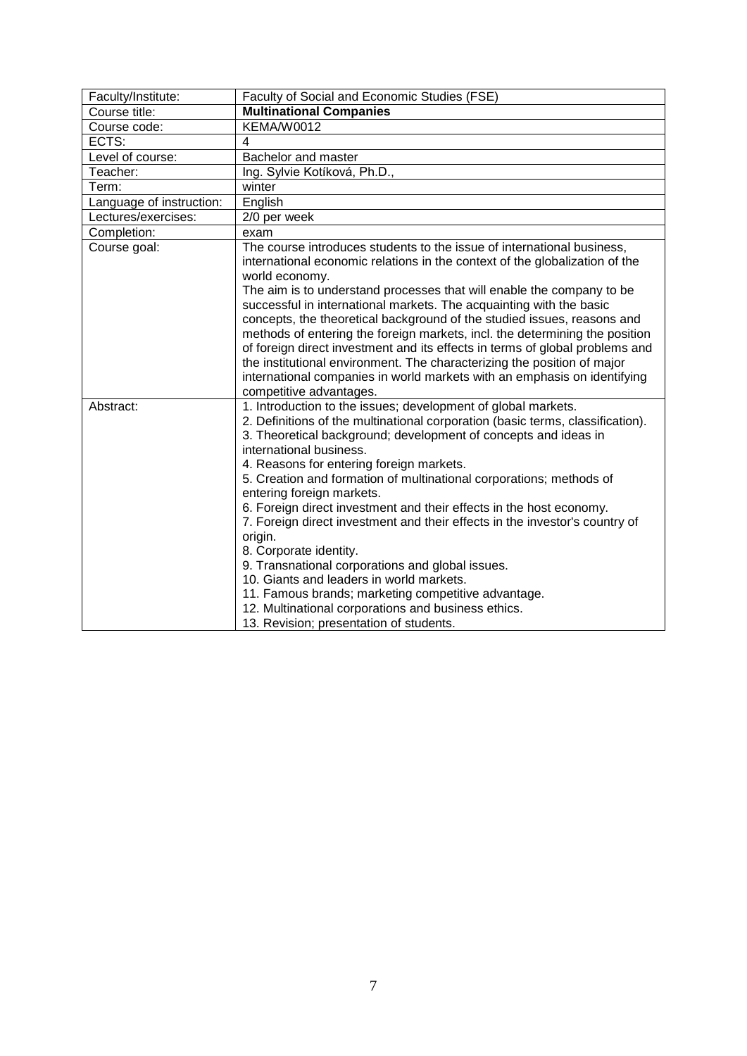| Faculty/Institute: | Faculty of Social and Economic Studies (FSE) |
|---|---|
| Course title: | **Multinational Companies** |
| Course code: | KEMA/W0012 |
| ECTS: | 4 |
| Level of course: | Bachelor and master |
| Teacher: | Ing. Sylvie Kotíková, Ph.D., |
| Term: | winter |
| Language of instruction: | English |
| Lectures/exercises: | 2/0 per week |
| Completion: | exam |
| Course goal: | The course introduces students to the issue of international business, international economic relations in the context of the globalization of the world economy.<br>The aim is to understand processes that will enable the company to be successful in international markets. The acquainting with the basic concepts, the theoretical background of the studied issues, reasons and methods of entering the foreign markets, incl. the determining the position of foreign direct investment and its effects in terms of global problems and the institutional environment. The characterizing the position of major international companies in world markets with an emphasis on identifying competitive advantages. |
| Abstract: | 1. Introduction to the issues; development of global markets.<br>2. Definitions of the multinational corporation (basic terms, classification).<br>3. Theoretical background; development of concepts and ideas in international business.<br>4. Reasons for entering foreign markets.<br>5. Creation and formation of multinational corporations; methods of entering foreign markets.<br>6. Foreign direct investment and their effects in the host economy.<br>7. Foreign direct investment and their effects in the investor's country of origin.<br>8. Corporate identity.<br>9. Transnational corporations and global issues.<br>10. Giants and leaders in world markets.<br>11. Famous brands; marketing competitive advantage.<br>12. Multinational corporations and business ethics.<br>13. Revision; presentation of students. |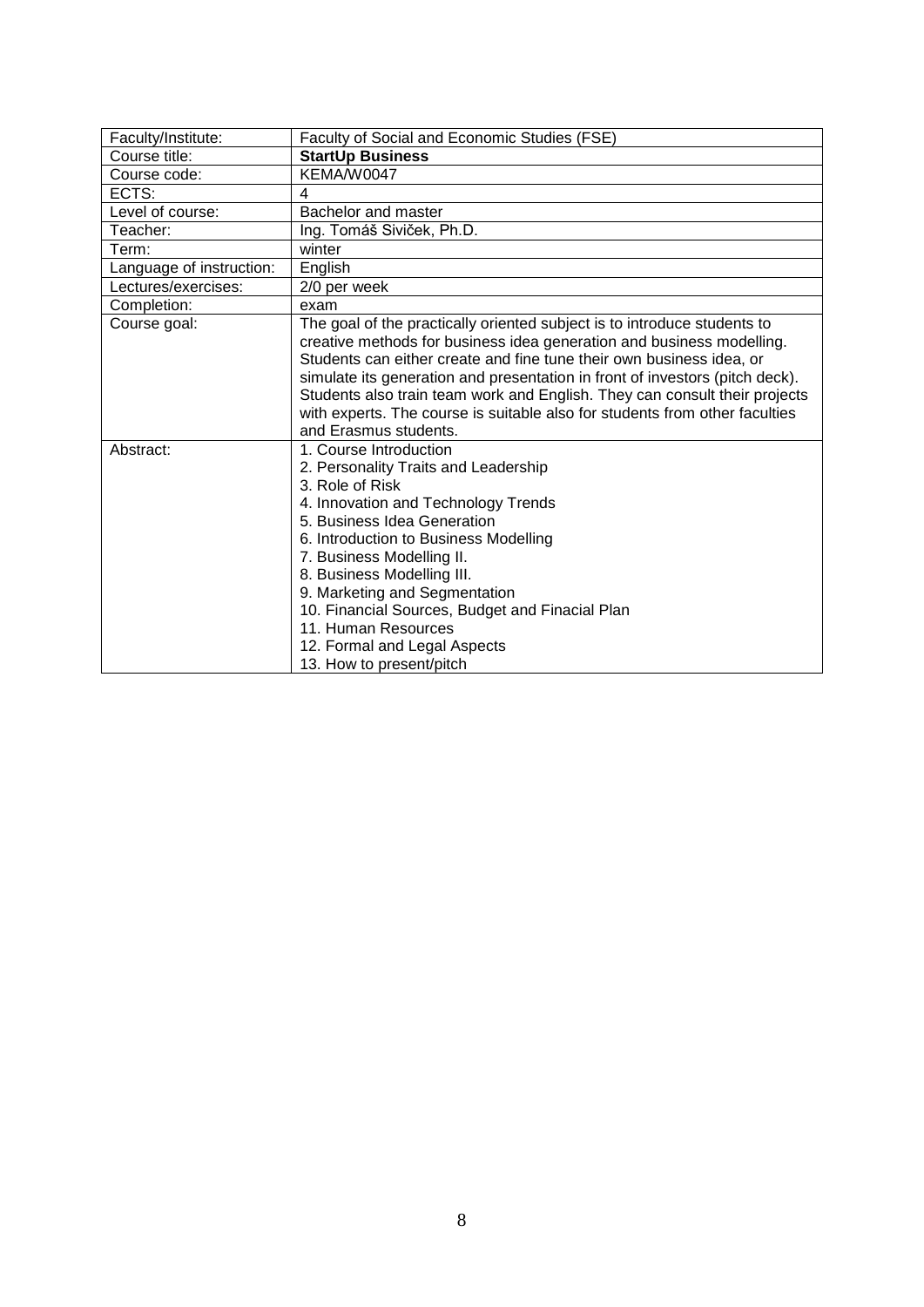| Faculty/Institute: | Faculty of Social and Economic Studies (FSE) |
|---|---|
| Course title: | **StartUp Business** |
| Course code: | KEMA/W0047 |
| ECTS: | 4 |
| Level of course: | Bachelor and master |
| Teacher: | Ing. Tomáš Siviček, Ph.D. |
| Term: | winter |
| Language of instruction: | English |
| Lectures/exercises: | 2/0 per week |
| Completion: | exam |
| Course goal: | The goal of the practically oriented subject is to introduce students to creative methods for business idea generation and business modelling. Students can either create and fine tune their own business idea, or simulate its generation and presentation in front of investors (pitch deck). Students also train team work and English. They can consult their projects with experts. The course is suitable also for students from other faculties and Erasmus students. |
| Abstract: | 1. Course Introduction<br>2. Personality Traits and Leadership<br>3. Role of Risk<br>4. Innovation and Technology Trends<br>5. Business Idea Generation<br>6. Introduction to Business Modelling<br>7. Business Modelling II.<br>8. Business Modelling III.<br>9. Marketing and Segmentation<br>10. Financial Sources, Budget and Finacial Plan<br>11. Human Resources<br>12. Formal and Legal Aspects<br>13. How to present/pitch |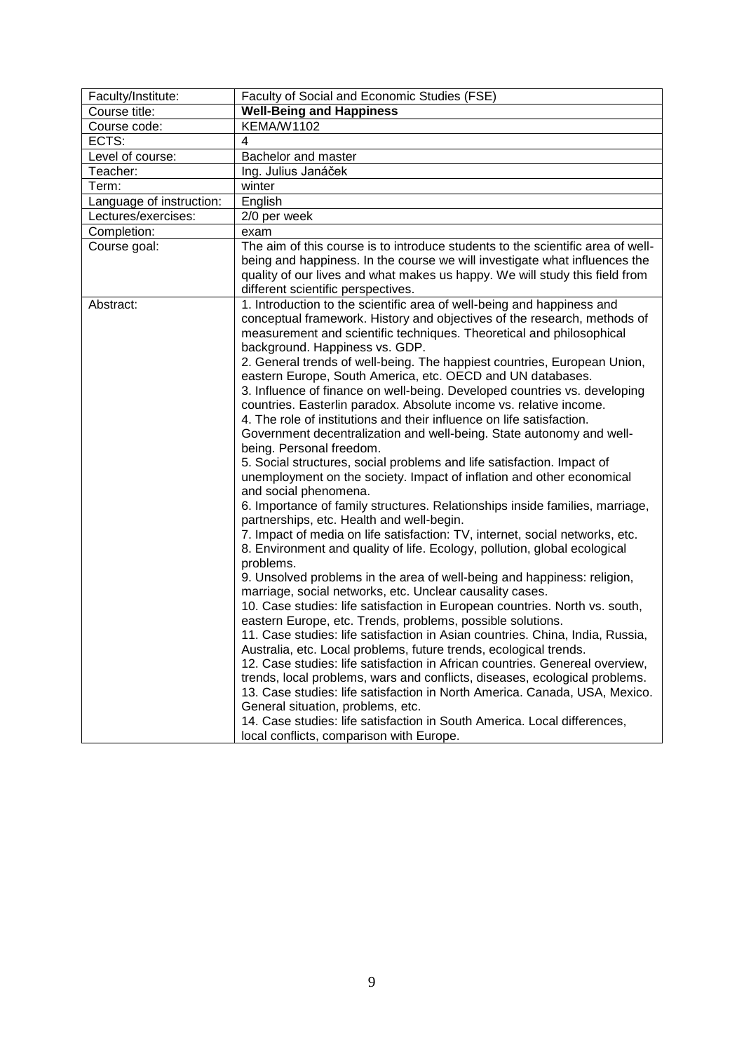| Faculty/Institute: | Faculty of Social and Economic Studies (FSE) |
|---|---|
| Course title: | **Well-Being and Happiness** |
| Course code: | KEMA/W1102 |
| ECTS: | 4 |
| Level of course: | Bachelor and master |
| Teacher: | Ing. Julius Janáček |
| Term: | winter |
| Language of instruction: | English |
| Lectures/exercises: | 2/0 per week |
| Completion: | exam |
| Course goal: | The aim of this course is to introduce students to the scientific area of well-being and happiness. In the course we will investigate what influences the quality of our lives and what makes us happy. We will study this field from different scientific perspectives. |
| Abstract: | 1. Introduction to the scientific area of well-being and happiness and conceptual framework. History and objectives of the research, methods of measurement and scientific techniques. Theoretical and philosophical background. Happiness vs. GDP.<br>2. General trends of well-being. The happiest countries, European Union, eastern Europe, South America, etc. OECD and UN databases.<br>3. Influence of finance on well-being. Developed countries vs. developing countries. Easterlin paradox. Absolute income vs. relative income.<br>4. The role of institutions and their influence on life satisfaction. Government decentralization and well-being. State autonomy and well-being. Personal freedom.<br>5. Social structures, social problems and life satisfaction. Impact of unemployment on the society. Impact of inflation and other economical and social phenomena.<br>6. Importance of family structures. Relationships inside families, marriage, partnerships, etc. Health and well-begin.<br>7. Impact of media on life satisfaction: TV, internet, social networks, etc.<br>8. Environment and quality of life. Ecology, pollution, global ecological problems.<br>9. Unsolved problems in the area of well-being and happiness: religion, marriage, social networks, etc. Unclear causality cases.<br>10. Case studies: life satisfaction in European countries. North vs. south, eastern Europe, etc. Trends, problems, possible solutions.<br>11. Case studies: life satisfaction in Asian countries. China, India, Russia, Australia, etc. Local problems, future trends, ecological trends.<br>12. Case studies: life satisfaction in African countries. Genereal overview, trends, local problems, wars and conflicts, diseases, ecological problems.<br>13. Case studies: life satisfaction in North America. Canada, USA, Mexico. General situation, problems, etc.<br>14. Case studies: life satisfaction in South America. Local differences, local conflicts, comparison with Europe. |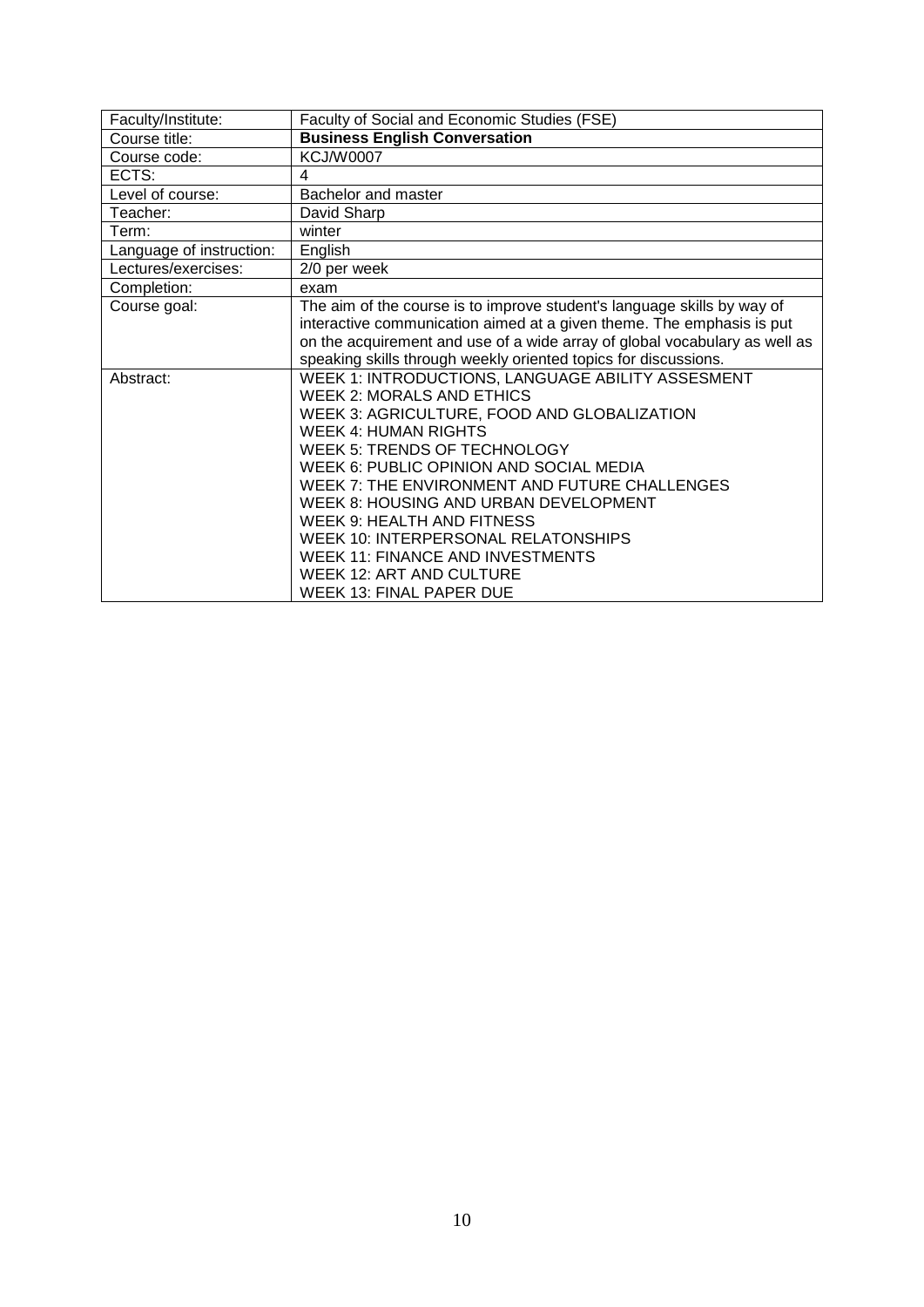| Faculty/Institute: | Faculty of Social and Economic Studies (FSE) |
|---|---|
| Course title: | **Business English Conversation** |
| Course code: | KCJ/W0007 |
| ECTS: | 4 |
| Level of course: | Bachelor and master |
| Teacher: | David Sharp |
| Term: | winter |
| Language of instruction: | English |
| Lectures/exercises: | 2/0 per week |
| Completion: | exam |
| Course goal: | The aim of the course is to improve student's language skills by way of interactive communication aimed at a given theme. The emphasis is put on the acquirement and use of a wide array of global vocabulary as well as speaking skills through weekly oriented topics for discussions. |
| Abstract: | WEEK 1: INTRODUCTIONS, LANGUAGE ABILITY ASSESMENT<br>WEEK 2: MORALS AND ETHICS<br>WEEK 3: AGRICULTURE, FOOD AND GLOBALIZATION<br>WEEK 4: HUMAN RIGHTS<br>WEEK 5: TRENDS OF TECHNOLOGY<br>WEEK 6: PUBLIC OPINION AND SOCIAL MEDIA<br>WEEK 7: THE ENVIRONMENT AND FUTURE CHALLENGES<br>WEEK 8: HOUSING AND URBAN DEVELOPMENT<br>WEEK 9: HEALTH AND FITNESS<br>WEEK 10: INTERPERSONAL RELATONSHIPS<br>WEEK 11: FINANCE AND INVESTMENTS<br>WEEK 12: ART AND CULTURE<br>WEEK 13: FINAL PAPER DUE |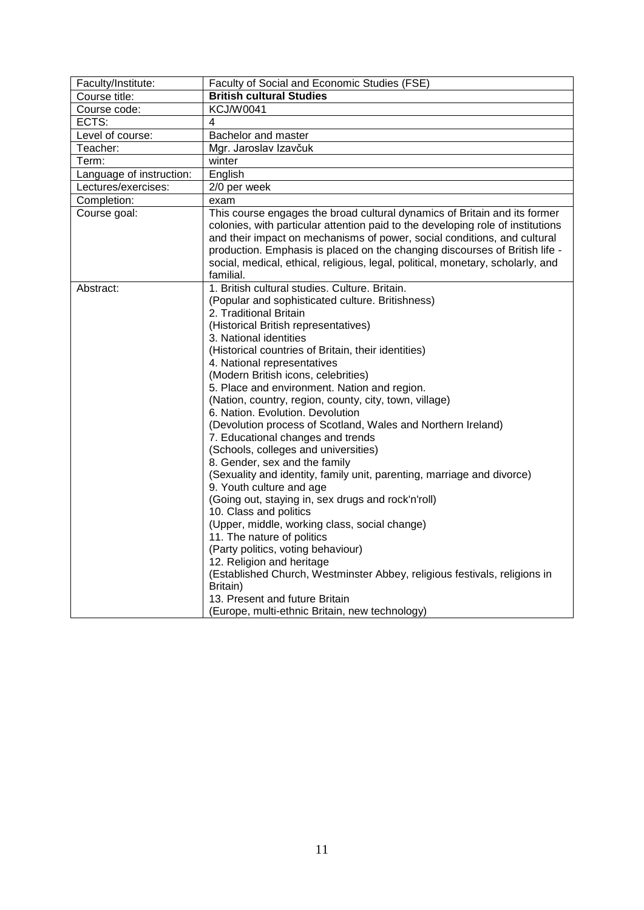| Faculty/Institute: | Faculty of Social and Economic Studies (FSE) |
|---|---|
| Course title: | **British cultural Studies** |
| Course code: | KCJ/W0041 |
| ECTS: | 4 |
| Level of course: | Bachelor and master |
| Teacher: | Mgr. Jaroslav Izavčuk |
| Term: | winter |
| Language of instruction: | English |
| Lectures/exercises: | 2/0 per week |
| Completion: | exam |
| Course goal: | This course engages the broad cultural dynamics of Britain and its former colonies, with particular attention paid to the developing role of institutions and their impact on mechanisms of power, social conditions, and cultural production. Emphasis is placed on the changing discourses of British life - social, medical, ethical, religious, legal, political, monetary, scholarly, and familial. |
| Abstract: | 1. British cultural studies. Culture. Britain.<br>(Popular and sophisticated culture. Britishness)<br>2. Traditional Britain<br>(Historical British representatives)<br>3. National identities<br>(Historical countries of Britain, their identities)<br>4. National representatives<br>(Modern British icons, celebrities)<br>5. Place and environment. Nation and region.<br>(Nation, country, region, county, city, town, village)<br>6. Nation. Evolution. Devolution<br>(Devolution process of Scotland, Wales and Northern Ireland)<br>7. Educational changes and trends<br>(Schools, colleges and universities)<br>8. Gender, sex and the family<br>(Sexuality and identity, family unit, parenting, marriage and divorce)<br>9. Youth culture and age<br>(Going out, staying in, sex drugs and rock'n'roll)<br>10. Class and politics<br>(Upper, middle, working class, social change)<br>11. The nature of politics<br>(Party politics, voting behaviour)<br>12. Religion and heritage<br>(Established Church, Westminster Abbey, religious festivals, religions in Britain)<br>13. Present and future Britain<br>(Europe, multi-ethnic Britain, new technology) |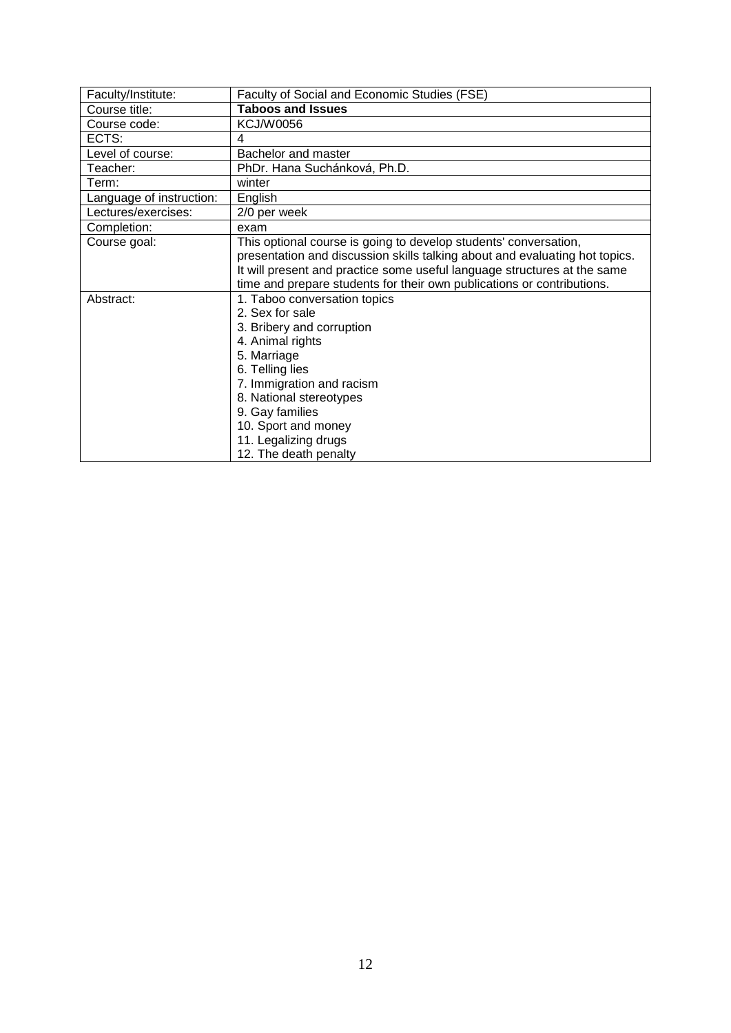| Faculty/Institute: | Faculty of Social and Economic Studies (FSE) |
|---|---|
| Course title: | **Taboos and Issues** |
| Course code: | KCJ/W0056 |
| ECTS: | 4 |
| Level of course: | Bachelor and master |
| Teacher: | PhDr. Hana Suchánková, Ph.D. |
| Term: | winter |
| Language of instruction: | English |
| Lectures/exercises: | 2/0 per week |
| Completion: | exam |
| Course goal: | This optional course is going to develop students' conversation, presentation and discussion skills talking about and evaluating hot topics. It will present and practice some useful language structures at the same time and prepare students for their own publications or contributions. |
| Abstract: | 1. Taboo conversation topics<br>2. Sex for sale<br>3. Bribery and corruption<br>4. Animal rights<br>5. Marriage<br>6. Telling lies<br>7. Immigration and racism<br>8. National stereotypes<br>9. Gay families<br>10. Sport and money<br>11. Legalizing drugs<br>12. The death penalty |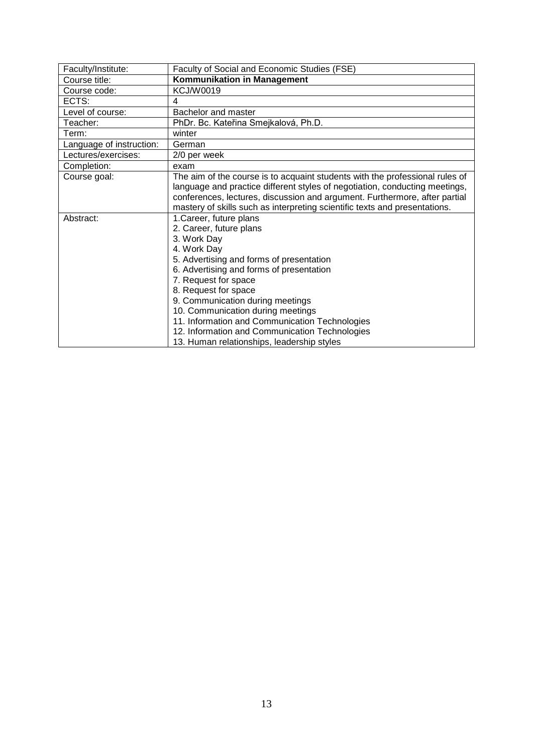| Faculty/Institute: | Faculty of Social and Economic Studies (FSE) |
|---|---|
| Course title: | **Kommunikation in Management** |
| Course code: | KCJ/W0019 |
| ECTS: | 4 |
| Level of course: | Bachelor and master |
| Teacher: | PhDr. Bc. Kateřina Smejkalová, Ph.D. |
| Term: | winter |
| Language of instruction: | German |
| Lectures/exercises: | 2/0 per week |
| Completion: | exam |
| Course goal: | The aim of the course is to acquaint students with the professional rules of language and practice different styles of negotiation, conducting meetings, conferences, lectures, discussion and argument. Furthermore, after partial mastery of skills such as interpreting scientific texts and presentations. |
| Abstract: | 1.Career, future plans<br>2. Career, future plans<br>3. Work Day<br>4. Work Day<br>5. Advertising and forms of presentation<br>6. Advertising and forms of presentation<br>7. Request for space<br>8. Request for space<br>9. Communication during meetings<br>10. Communication during meetings<br>11. Information and Communication Technologies<br>12. Information and Communication Technologies<br>13. Human relationships, leadership styles |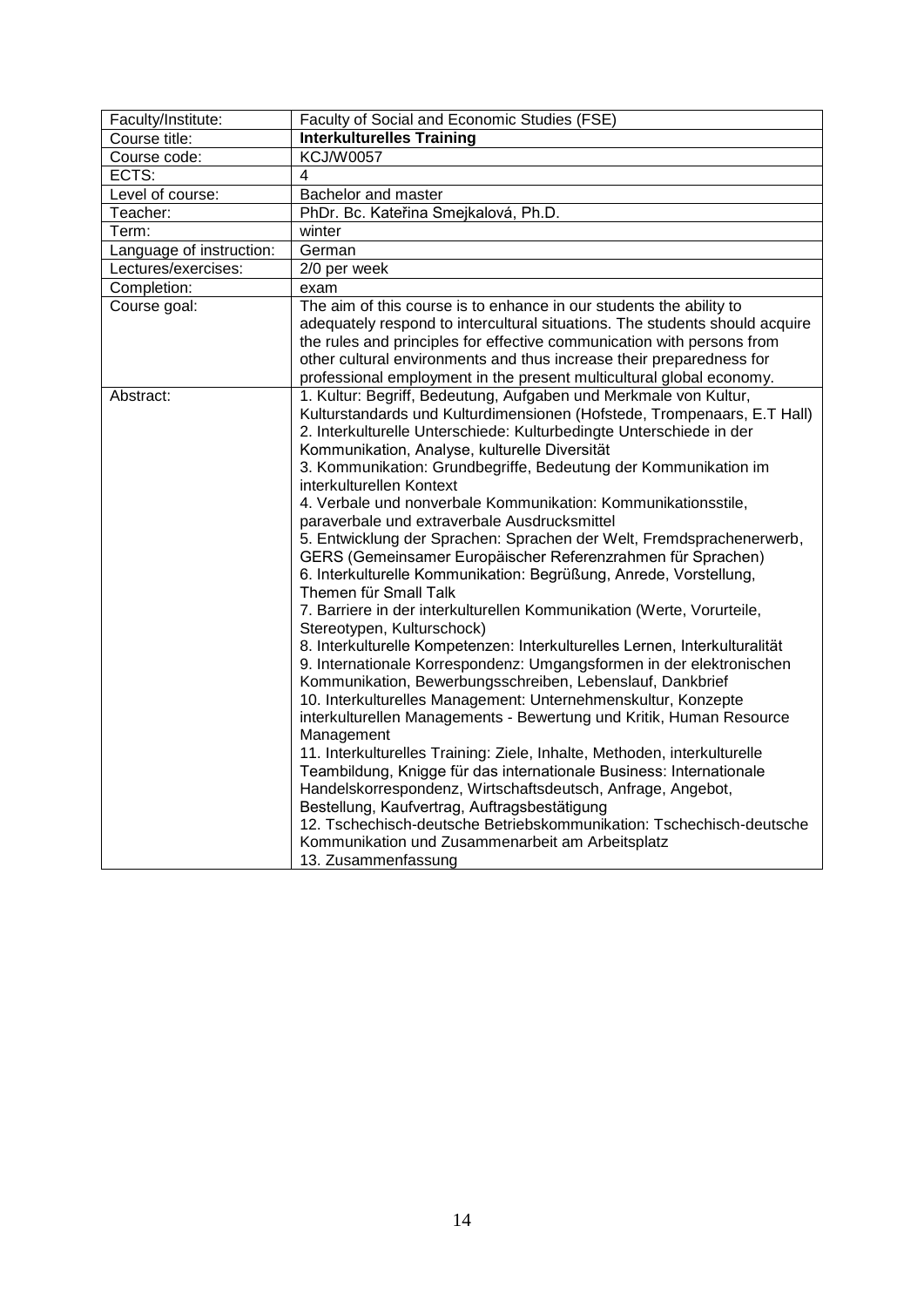| Faculty/Institute: | Faculty of Social and Economic Studies (FSE) |
|---|---|
| Course title: | **Interkulturelles Training** |
| Course code: | KCJ/W0057 |
| ECTS: | 4 |
| Level of course: | Bachelor and master |
| Teacher: | PhDr. Bc. Kateřina Smejkalová, Ph.D. |
| Term: | winter |
| Language of instruction: | German |
| Lectures/exercises: | 2/0 per week |
| Completion: | exam |
| Course goal: | The aim of this course is to enhance in our students the ability to adequately respond to intercultural situations. The students should acquire the rules and principles for effective communication with persons from other cultural environments and thus increase their preparedness for professional employment in the present multicultural global economy. |
| Abstract: | 1. Kultur: Begriff, Bedeutung, Aufgaben und Merkmale von Kultur, Kulturstandards und Kulturdimensionen (Hofstede, Trompenaars, E.T Hall)<br>2. Interkulturelle Unterschiede: Kulturbedingte Unterschiede in der Kommunikation, Analyse, kulturelle Diversität<br>3. Kommunikation: Grundbegriffe, Bedeutung der Kommunikation im interkulturellen Kontext<br>4. Verbale und nonverbale Kommunikation: Kommunikationsstile, paraverbale und extraverbale Ausdrucksmittel<br>5. Entwicklung der Sprachen: Sprachen der Welt, Fremdsprachenerwerb, GERS (Gemeinsamer Europäischer Referenzrahmen für Sprachen)<br>6. Interkulturelle Kommunikation: Begrüßung, Anrede, Vorstellung, Themen für Small Talk<br>7. Barriere in der interkulturellen Kommunikation (Werte, Vorurteile, Stereotypen, Kulturschock)<br>8. Interkulturelle Kompetenzen: Interkulturelles Lernen, Interkulturalität<br>9. Internationale Korrespondenz: Umgangsformen in der elektronischen Kommunikation, Bewerbungsschreiben, Lebenslauf, Dankbrief<br>10. Interkulturelles Management: Unternehmenskultur, Konzepte interkulturellen Managements - Bewertung und Kritik, Human Resource Management<br>11. Interkulturelles Training: Ziele, Inhalte, Methoden, interkulturelle Teambildung, Knigge für das internationale Business: Internationale Handelskorrespondenz, Wirtschaftsdeutsch, Anfrage, Angebot, Bestellung, Kaufvertrag, Auftragsbestätigung<br>12. Tschechisch-deutsche Betriebskommunikation: Tschechisch-deutsche Kommunikation und Zusammenarbeit am Arbeitsplatz<br>13. Zusammenfassung |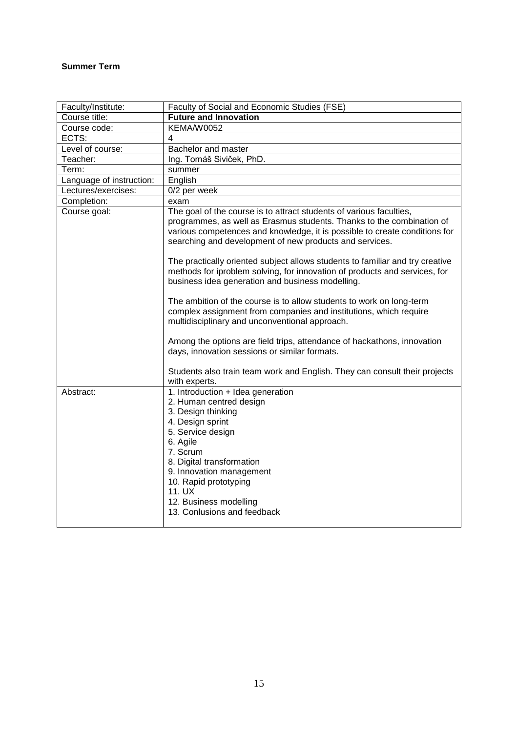**Summer Term**

| Faculty/Institute: | Faculty of Social and Economic Studies (FSE) |
|---|---|
| Course title: | **Future and Innovation** |
| Course code: | KEMA/W0052 |
| ECTS: | 4 |
| Level of course: | Bachelor and master |
| Teacher: | Ing. Tomáš Siviček, PhD. |
| Term: | summer |
| Language of instruction: | English |
| Lectures/exercises: | 0/2 per week |
| Completion: | exam |
| Course goal: | The goal of the course is to attract students of various faculties, programmes, as well as Erasmus students. Thanks to the combination of various competences and knowledge, it is possible to create conditions for searching and development of new products and services.<br><br>The practically oriented subject allows students to familiar and try creative methods for iproblem solving, for innovation of products and services, for business idea generation and business modelling.<br><br>The ambition of the course is to allow students to work on long-term complex assignment from companies and institutions, which require multidisciplinary and unconventional approach.<br><br>Among the options are field trips, attendance of hackathons, innovation days, innovation sessions or similar formats.<br><br>Students also train team work and English. They can consult their projects with experts. |
| Abstract: | 1. Introduction + Idea generation<br>2. Human centred design<br>3. Design thinking<br>4. Design sprint<br>5. Service design<br>6. Agile<br>7. Scrum<br>8. Digital transformation<br>9. Innovation management<br>10. Rapid prototyping<br>11. UX<br>12. Business modelling<br>13. Conlusions and feedback |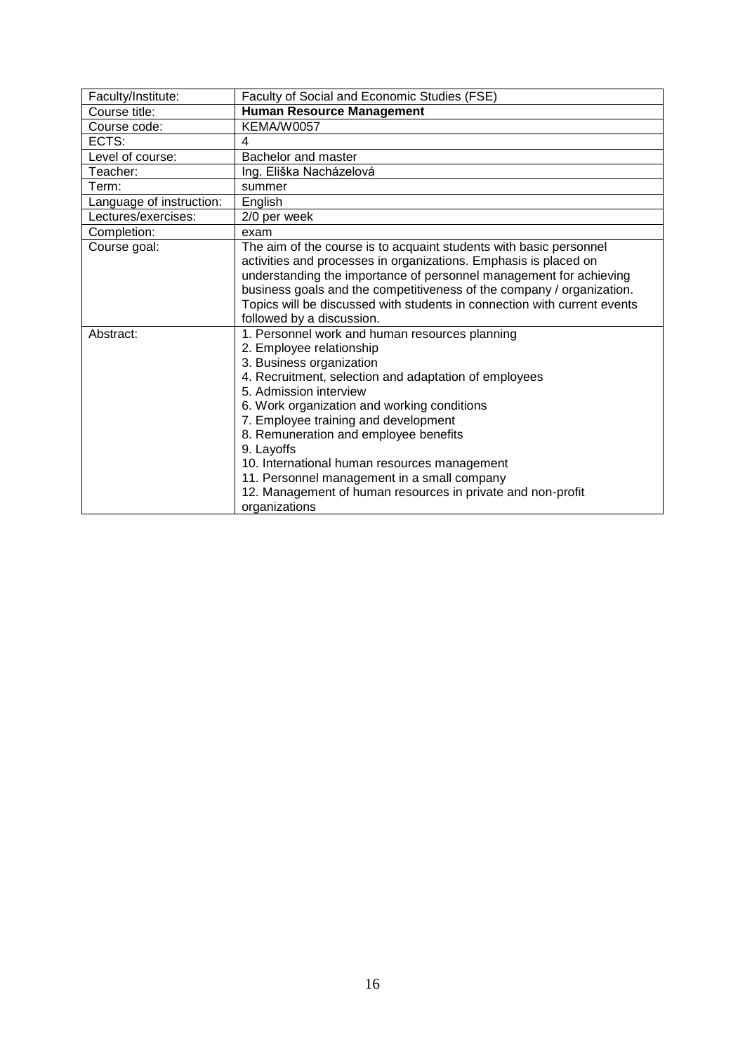| Faculty/Institute: | Faculty of Social and Economic Studies (FSE) |
|---|---|
| Course title: | **Human Resource Management** |
| Course code: | KEMA/W0057 |
| ECTS: | 4 |
| Level of course: | Bachelor and master |
| Teacher: | Ing. Eliška Nacházelová |
| Term: | summer |
| Language of instruction: | English |
| Lectures/exercises: | 2/0 per week |
| Completion: | exam |
| Course goal: | The aim of the course is to acquaint students with basic personnel activities and processes in organizations. Emphasis is placed on understanding the importance of personnel management for achieving business goals and the competitiveness of the company / organization. Topics will be discussed with students in connection with current events followed by a discussion. |
| Abstract: | 1. Personnel work and human resources planning<br>2. Employee relationship<br>3. Business organization<br>4. Recruitment, selection and adaptation of employees<br>5. Admission interview<br>6. Work organization and working conditions<br>7. Employee training and development<br>8. Remuneration and employee benefits<br>9. Layoffs<br>10. International human resources management<br>11. Personnel management in a small company<br>12. Management of human resources in private and non-profit organizations |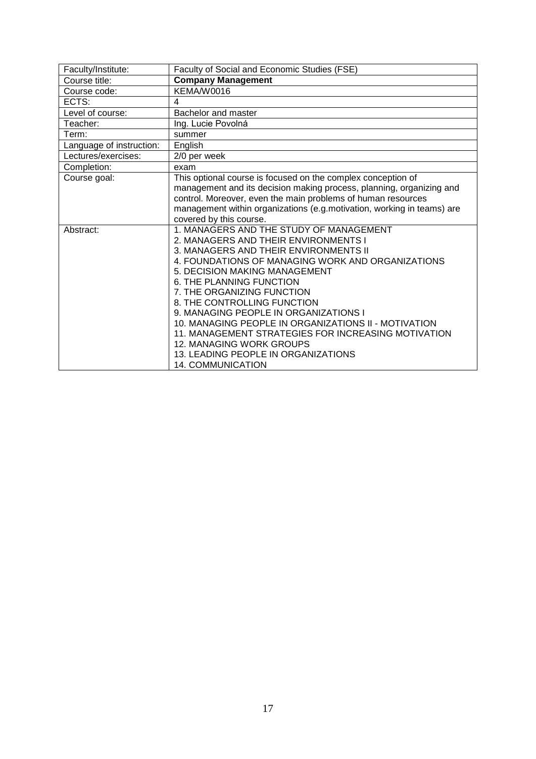| Faculty/Institute: | Faculty of Social and Economic Studies (FSE) |
|---|---|
| Course title: | **Company Management** |
| Course code: | KEMA/W0016 |
| ECTS: | 4 |
| Level of course: | Bachelor and master |
| Teacher: | Ing. Lucie Povolná |
| Term: | summer |
| Language of instruction: | English |
| Lectures/exercises: | 2/0 per week |
| Completion: | exam |
| Course goal: | This optional course is focused on the complex conception of management and its decision making process, planning, organizing and control. Moreover, even the main problems of human resources management within organizations (e.g.motivation, working in teams) are covered by this course. |
| Abstract: | 1. MANAGERS AND THE STUDY OF MANAGEMENT<br>2. MANAGERS AND THEIR ENVIRONMENTS I<br>3. MANAGERS AND THEIR ENVIRONMENTS II<br>4. FOUNDATIONS OF MANAGING WORK AND ORGANIZATIONS<br>5. DECISION MAKING MANAGEMENT<br>6. THE PLANNING FUNCTION<br>7. THE ORGANIZING FUNCTION<br>8. THE CONTROLLING FUNCTION<br>9. MANAGING PEOPLE IN ORGANIZATIONS I<br>10. MANAGING PEOPLE IN ORGANIZATIONS II - MOTIVATION<br>11. MANAGEMENT STRATEGIES FOR INCREASING MOTIVATION<br>12. MANAGING WORK GROUPS<br>13. LEADING PEOPLE IN ORGANIZATIONS<br>14. COMMUNICATION |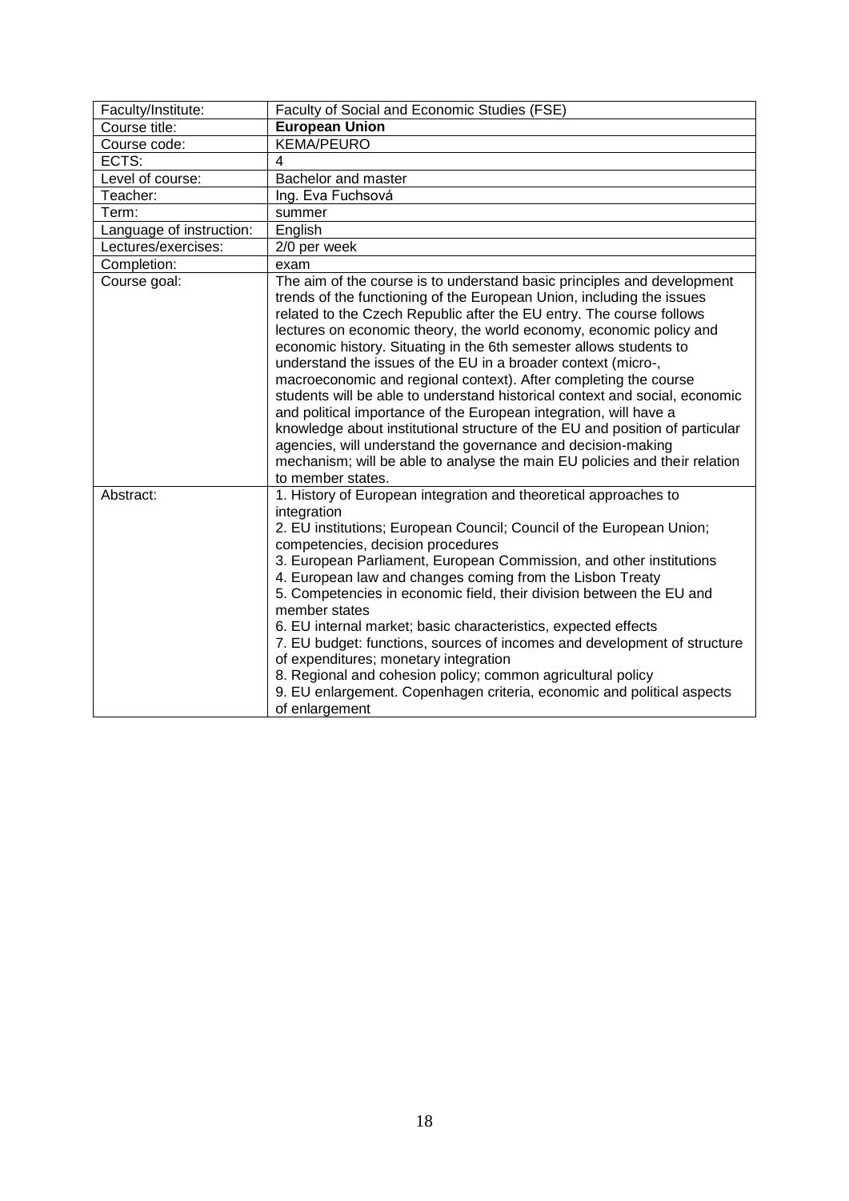| Faculty/Institute: | Faculty of Social and Economic Studies (FSE) |
|---|---|
| Course title: | **European Union** |
| Course code: | KEMA/PEURO |
| ECTS: | 4 |
| Level of course: | Bachelor and master |
| Teacher: | Ing. Eva Fuchsová |
| Term: | summer |
| Language of instruction: | English |
| Lectures/exercises: | 2/0 per week |
| Completion: | exam |
| Course goal: | The aim of the course is to understand basic principles and development trends of the functioning of the European Union, including the issues related to the Czech Republic after the EU entry. The course follows lectures on economic theory, the world economy, economic policy and economic history. Situating in the 6th semester allows students to understand the issues of the EU in a broader context (micro-, macroeconomic and regional context). After completing the course students will be able to understand historical context and social, economic and political importance of the European integration, will have a knowledge about institutional structure of the EU and position of particular agencies, will understand the governance and decision-making mechanism; will be able to analyse the main EU policies and their relation to member states. |
| Abstract: | 1. History of European integration and theoretical approaches to integration<br>2. EU institutions; European Council; Council of the European Union; competencies, decision procedures<br>3. European Parliament, European Commission, and other institutions<br>4. European law and changes coming from the Lisbon Treaty<br>5. Competencies in economic field, their division between the EU and member states<br>6. EU internal market; basic characteristics, expected effects<br>7. EU budget: functions, sources of incomes and development of structure of expenditures; monetary integration<br>8. Regional and cohesion policy; common agricultural policy<br>9. EU enlargement. Copenhagen criteria, economic and political aspects of enlargement |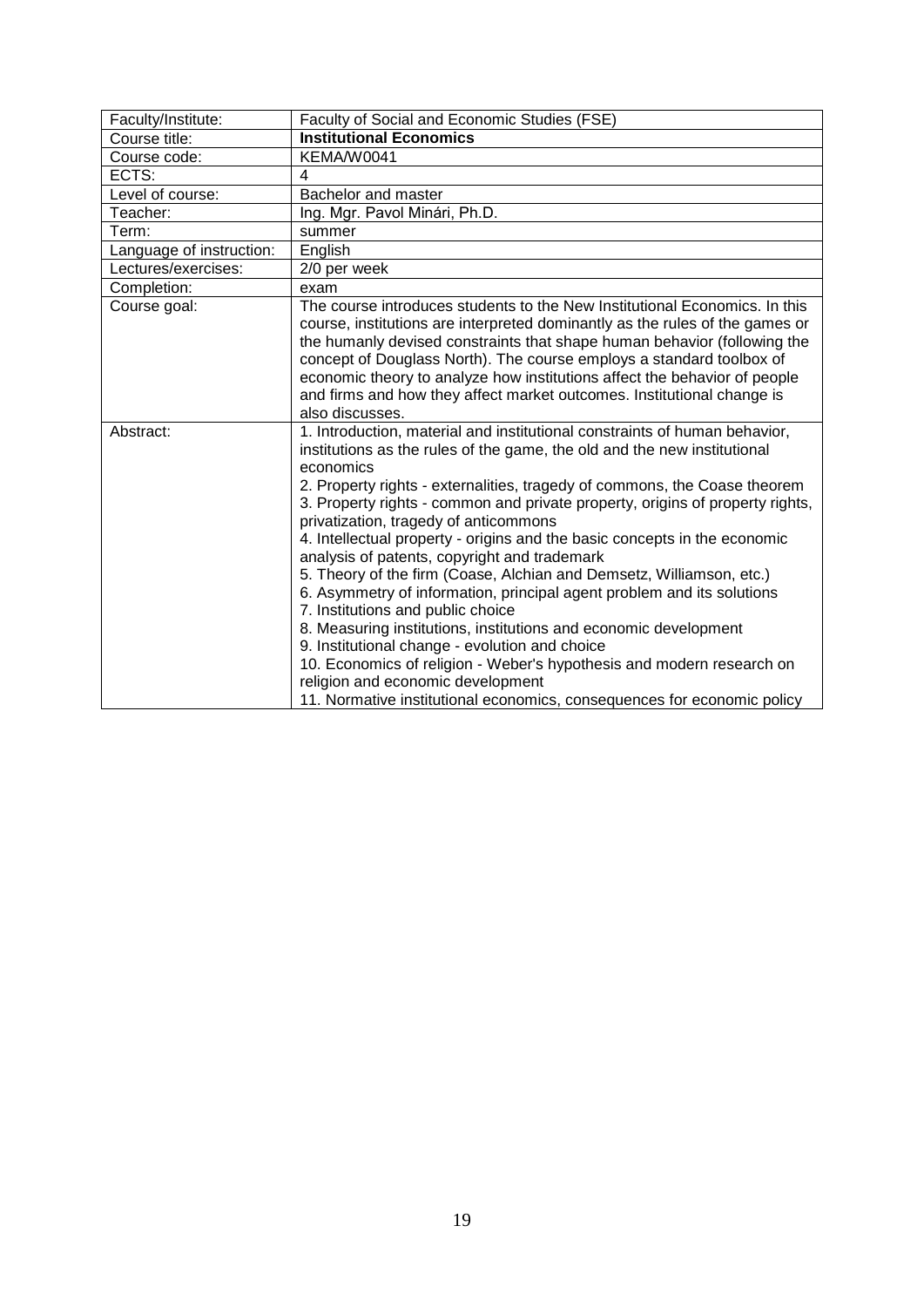| Faculty/Institute: | Faculty of Social and Economic Studies (FSE) |
|---|---|
| Course title: | **Institutional Economics** |
| Course code: | KEMA/W0041 |
| ECTS: | 4 |
| Level of course: | Bachelor and master |
| Teacher: | Ing. Mgr. Pavol Minári, Ph.D. |
| Term: | summer |
| Language of instruction: | English |
| Lectures/exercises: | 2/0 per week |
| Completion: | exam |
| Course goal: | The course introduces students to the New Institutional Economics. In this course, institutions are interpreted dominantly as the rules of the games or the humanly devised constraints that shape human behavior (following the concept of Douglass North). The course employs a standard toolbox of economic theory to analyze how institutions affect the behavior of people and firms and how they affect market outcomes. Institutional change is also discusses. |
| Abstract: | 1. Introduction, material and institutional constraints of human behavior, institutions as the rules of the game, the old and the new institutional economics<br>2. Property rights - externalities, tragedy of commons, the Coase theorem<br>3. Property rights - common and private property, origins of property rights, privatization, tragedy of anticommons<br>4. Intellectual property - origins and the basic concepts in the economic analysis of patents, copyright and trademark<br>5. Theory of the firm (Coase, Alchian and Demsetz, Williamson, etc.)<br>6. Asymmetry of information, principal agent problem and its solutions<br>7. Institutions and public choice<br>8. Measuring institutions, institutions and economic development<br>9. Institutional change - evolution and choice<br>10. Economics of religion - Weber's hypothesis and modern research on religion and economic development<br>11. Normative institutional economics, consequences for economic policy |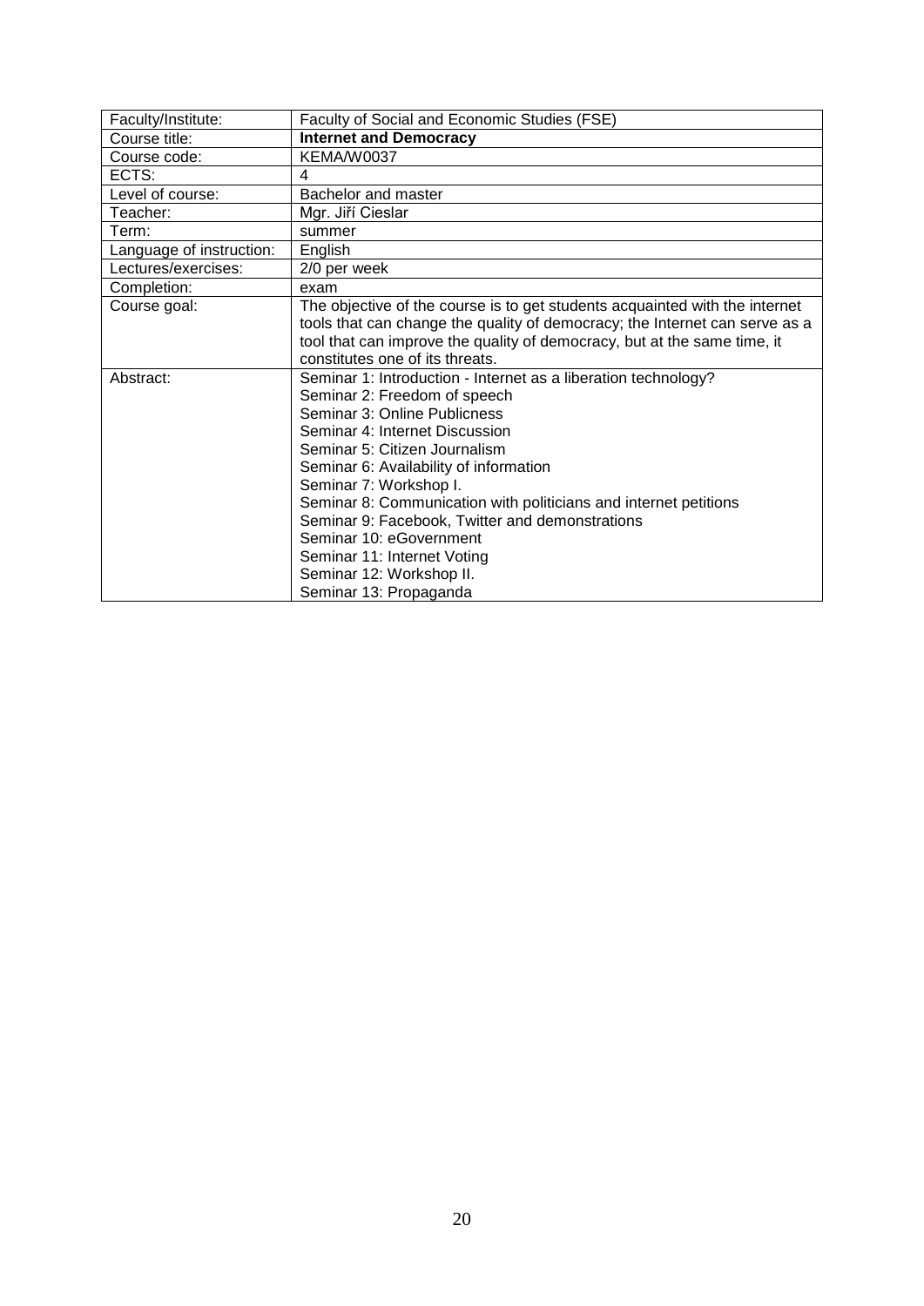| Faculty/Institute: | Faculty of Social and Economic Studies (FSE) |
|---|---|
| Course title: | **Internet and Democracy** |
| Course code: | KEMA/W0037 |
| ECTS: | 4 |
| Level of course: | Bachelor and master |
| Teacher: | Mgr. Jiří Cieslar |
| Term: | summer |
| Language of instruction: | English |
| Lectures/exercises: | 2/0 per week |
| Completion: | exam |
| Course goal: | The objective of the course is to get students acquainted with the internet tools that can change the quality of democracy; the Internet can serve as a tool that can improve the quality of democracy, but at the same time, it constitutes one of its threats. |
| Abstract: | Seminar 1: Introduction - Internet as a liberation technology?<br>Seminar 2: Freedom of speech<br>Seminar 3: Online Publicness<br>Seminar 4: Internet Discussion<br>Seminar 5: Citizen Journalism<br>Seminar 6: Availability of information<br>Seminar 7: Workshop I.<br>Seminar 8: Communication with politicians and internet petitions<br>Seminar 9: Facebook, Twitter and demonstrations<br>Seminar 10: eGovernment<br>Seminar 11: Internet Voting<br>Seminar 12: Workshop II.<br>Seminar 13: Propaganda |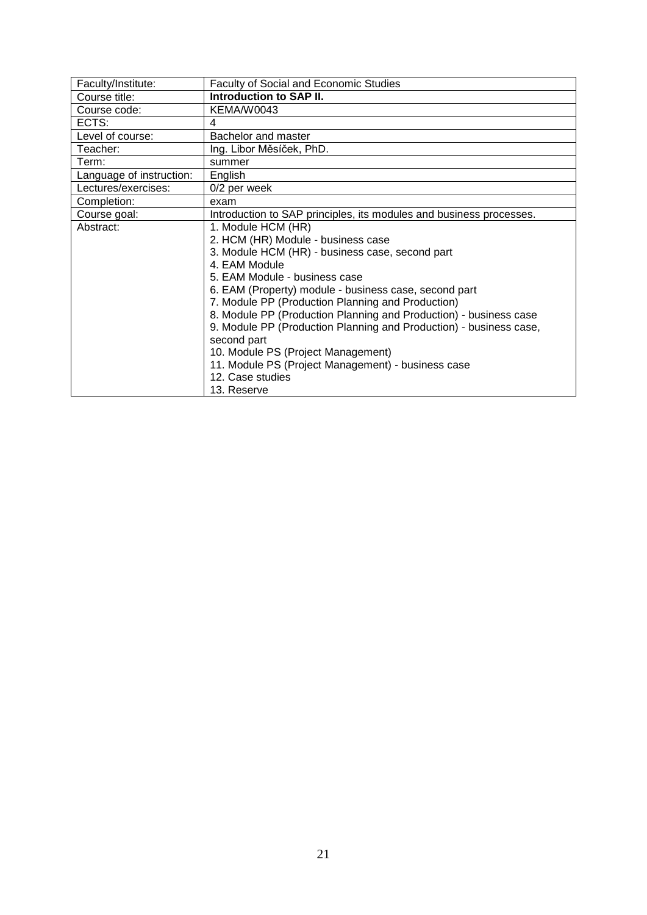| Faculty/Institute: | Faculty of Social and Economic Studies |
|---|---|
| Course title: | **Introduction to SAP II.** |
| Course code: | KEMA/W0043 |
| ECTS: | 4 |
| Level of course: | Bachelor and master |
| Teacher: | Ing. Libor Měsíček, PhD. |
| Term: | summer |
| Language of instruction: | English |
| Lectures/exercises: | 0/2 per week |
| Completion: | exam |
| Course goal: | Introduction to SAP principles, its modules and business processes. |
| Abstract: | 1. Module HCM (HR)<br>2. HCM (HR) Module - business case<br>3. Module HCM (HR) - business case, second part<br>4. EAM Module<br>5. EAM Module - business case<br>6. EAM (Property) module - business case, second part<br>7. Module PP (Production Planning and Production)<br>8. Module PP (Production Planning and Production) - business case<br>9. Module PP (Production Planning and Production) - business case, second part<br>10. Module PS (Project Management)<br>11. Module PS (Project Management) - business case<br>12. Case studies<br>13. Reserve |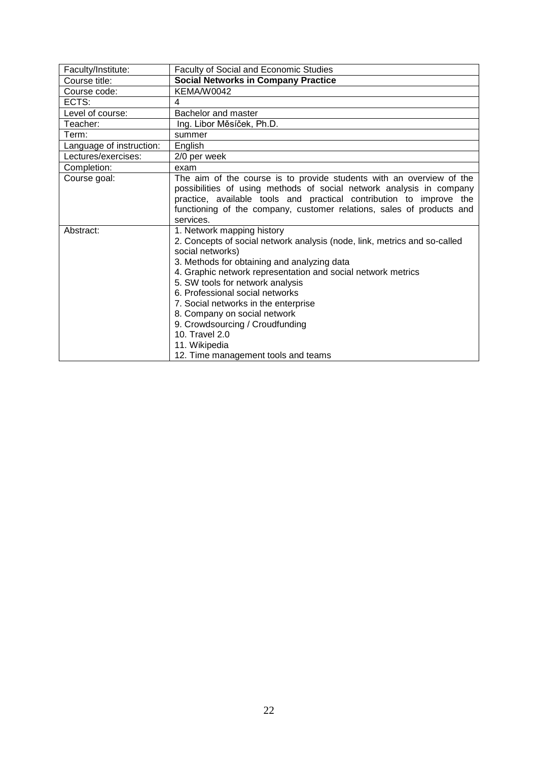| Faculty/Institute: | Faculty of Social and Economic Studies |
|---|---|
| Course title: | **Social Networks in Company Practice** |
| Course code: | KEMA/W0042 |
| ECTS: | 4 |
| Level of course: | Bachelor and master |
| Teacher: | Ing. Libor Měšíček, Ph.D. |
| Term: | summer |
| Language of instruction: | English |
| Lectures/exercises: | 2/0 per week |
| Completion: | exam |
| Course goal: | The aim of the course is to provide students with an overview of the possibilities of using methods of social network analysis in company practice, available tools and practical contribution to improve the functioning of the company, customer relations, sales of products and services. |
| Abstract: | 1. Network mapping history<br>2. Concepts of social network analysis (node, link, metrics and so-called social networks)<br>3. Methods for obtaining and analyzing data<br>4. Graphic network representation and social network metrics<br>5. SW tools for network analysis<br>6. Professional social networks<br>7. Social networks in the enterprise<br>8. Company on social network<br>9. Crowdsourcing / Croudfunding<br>10. Travel 2.0<br>11. Wikipedia<br>12. Time management tools and teams |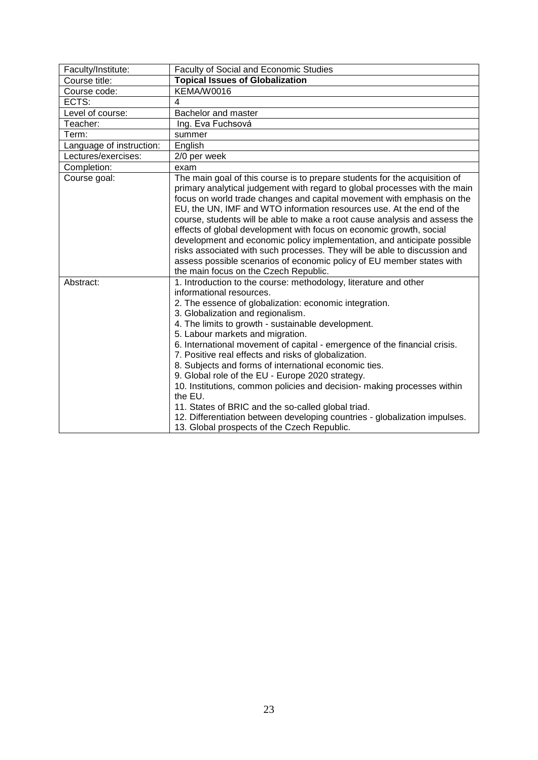| Faculty/Institute: | Faculty of Social and Economic Studies |
|---|---|
| Course title: | **Topical Issues of Globalization** |
| Course code: | KEMA/W0016 |
| ECTS: | 4 |
| Level of course: | Bachelor and master |
| Teacher: | Ing. Eva Fuchsová |
| Term: | summer |
| Language of instruction: | English |
| Lectures/exercises: | 2/0 per week |
| Completion: | exam |
| Course goal: | The main goal of this course is to prepare students for the acquisition of primary analytical judgement with regard to global processes with the main focus on world trade changes and capital movement with emphasis on the EU, the UN, IMF and WTO information resources use. At the end of the course, students will be able to make a root cause analysis and assess the effects of global development with focus on economic growth, social development and economic policy implementation, and anticipate possible risks associated with such processes. They will be able to discussion and assess possible scenarios of economic policy of EU member states with the main focus on the Czech Republic. |
| Abstract: | 1. Introduction to the course: methodology, literature and other informational resources.<br>2. The essence of globalization: economic integration.<br>3. Globalization and regionalism.<br>4. The limits to growth - sustainable development.<br>5. Labour markets and migration.<br>6. International movement of capital - emergence of the financial crisis.<br>7. Positive real effects and risks of globalization.<br>8. Subjects and forms of international economic ties.<br>9. Global role of the EU - Europe 2020 strategy.<br>10. Institutions, common policies and decision- making processes within the EU.<br>11. States of BRIC and the so-called global triad.<br>12. Differentiation between developing countries - globalization impulses.<br>13. Global prospects of the Czech Republic. |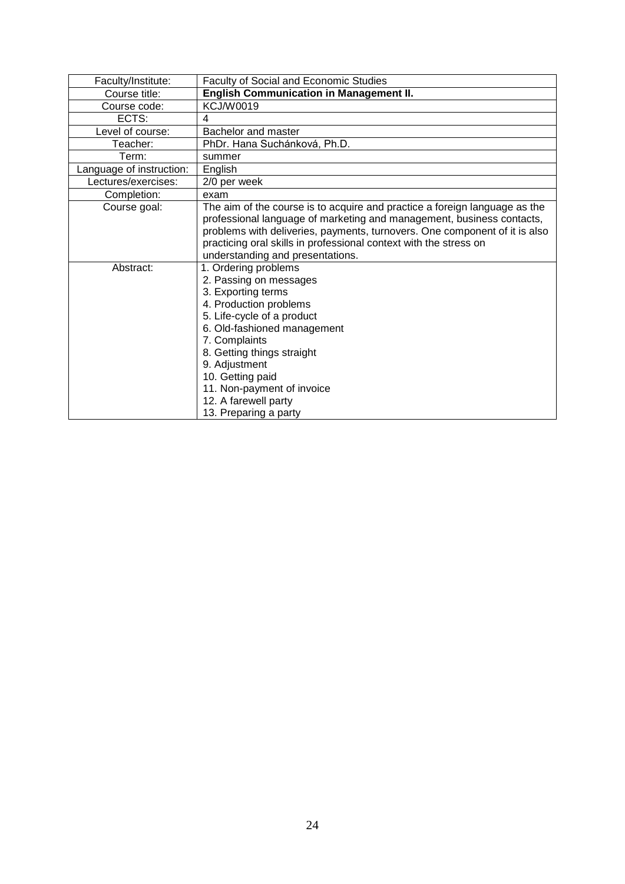| Faculty/Institute: | Faculty of Social and Economic Studies |
|---|---|
| Course title: | **English Communication in Management II.** |
| Course code: | KCJ/W0019 |
| ECTS: | 4 |
| Level of course: | Bachelor and master |
| Teacher: | PhDr. Hana Suchánková, Ph.D. |
| Term: | summer |
| Language of instruction: | English |
| Lectures/exercises: | 2/0 per week |
| Completion: | exam |
| Course goal: | The aim of the course is to acquire and practice a foreign language as the professional language of marketing and management, business contacts, problems with deliveries, payments, turnovers. One component of it is also practicing oral skills in professional context with the stress on understanding and presentations. |
| Abstract: | 1. Ordering problems<br>2. Passing on messages<br>3. Exporting terms<br>4. Production problems<br>5. Life-cycle of a product<br>6. Old-fashioned management<br>7. Complaints<br>8. Getting things straight<br>9. Adjustment<br>10. Getting paid<br>11. Non-payment of invoice<br>12. A farewell party<br>13. Preparing a party |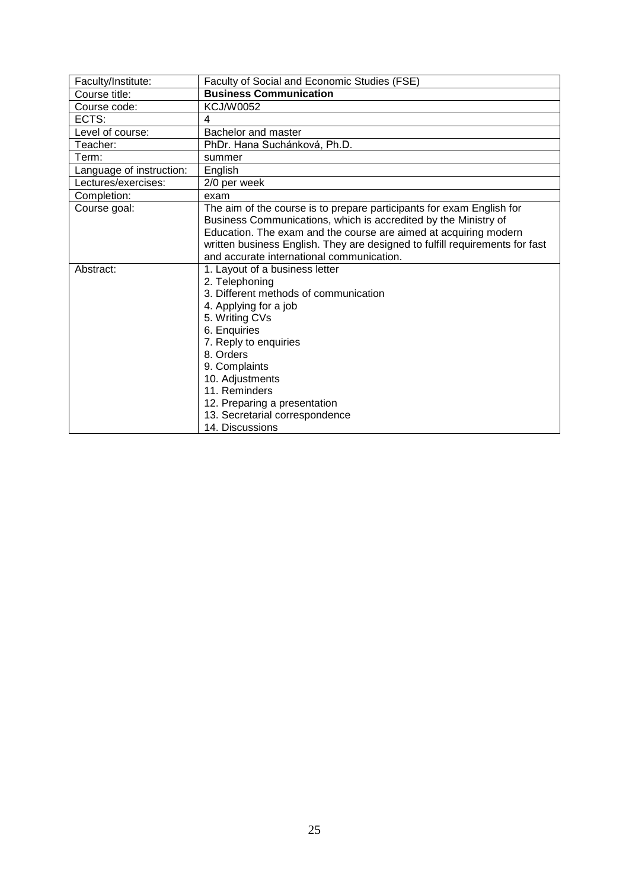| Faculty/Institute: | Faculty of Social and Economic Studies (FSE) |
|---|---|
| Course title: | **Business Communication** |
| Course code: | KCJ/W0052 |
| ECTS: | 4 |
| Level of course: | Bachelor and master |
| Teacher: | PhDr. Hana Suchánková, Ph.D. |
| Term: | summer |
| Language of instruction: | English |
| Lectures/exercises: | 2/0 per week |
| Completion: | exam |
| Course goal: | The aim of the course is to prepare participants for exam English for Business Communications, which is accredited by the Ministry of Education. The exam and the course are aimed at acquiring modern written business English. They are designed to fulfill requirements for fast and accurate international communication. |
| Abstract: | 1. Layout of a business letter<br>2. Telephoning<br>3. Different methods of communication<br>4. Applying for a job<br>5. Writing CVs<br>6. Enquiries<br>7. Reply to enquiries<br>8. Orders<br>9. Complaints<br>10. Adjustments<br>11. Reminders<br>12. Preparing a presentation<br>13. Secretarial correspondence<br>14. Discussions |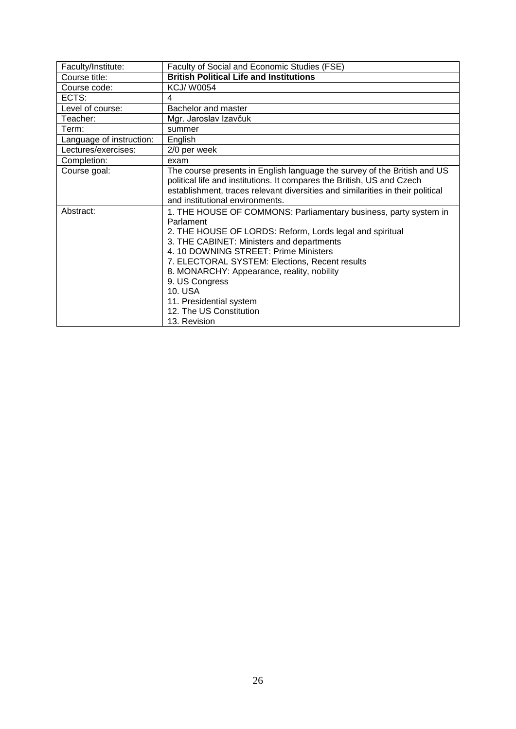| Faculty/Institute: | Faculty of Social and Economic Studies (FSE) |
| --- | --- |
| Course title: | **British Political Life and Institutions** |
| Course code: | KCJ/ W0054 |
| ECTS: | 4 |
| Level of course: | Bachelor and master |
| Teacher: | Mgr. Jaroslav Izavčuk |
| Term: | summer |
| Language of instruction: | English |
| Lectures/exercises: | 2/0 per week |
| Completion: | exam |
| Course goal: | The course presents in English language the survey of the British and US political life and institutions. It compares the British, US and Czech establishment, traces relevant diversities and similarities in their political and institutional environments. |
| Abstract: | 1. THE HOUSE OF COMMONS: Parliamentary business, party system in Parlament<br>2. THE HOUSE OF LORDS: Reform, Lords legal and spiritual<br>3. THE CABINET: Ministers and departments<br>4. 10 DOWNING STREET: Prime Ministers<br>7. ELECTORAL SYSTEM: Elections, Recent results<br>8. MONARCHY: Appearance, reality, nobility<br>9. US Congress<br>10. USA<br>11. Presidential system<br>12. The US Constitution<br>13. Revision |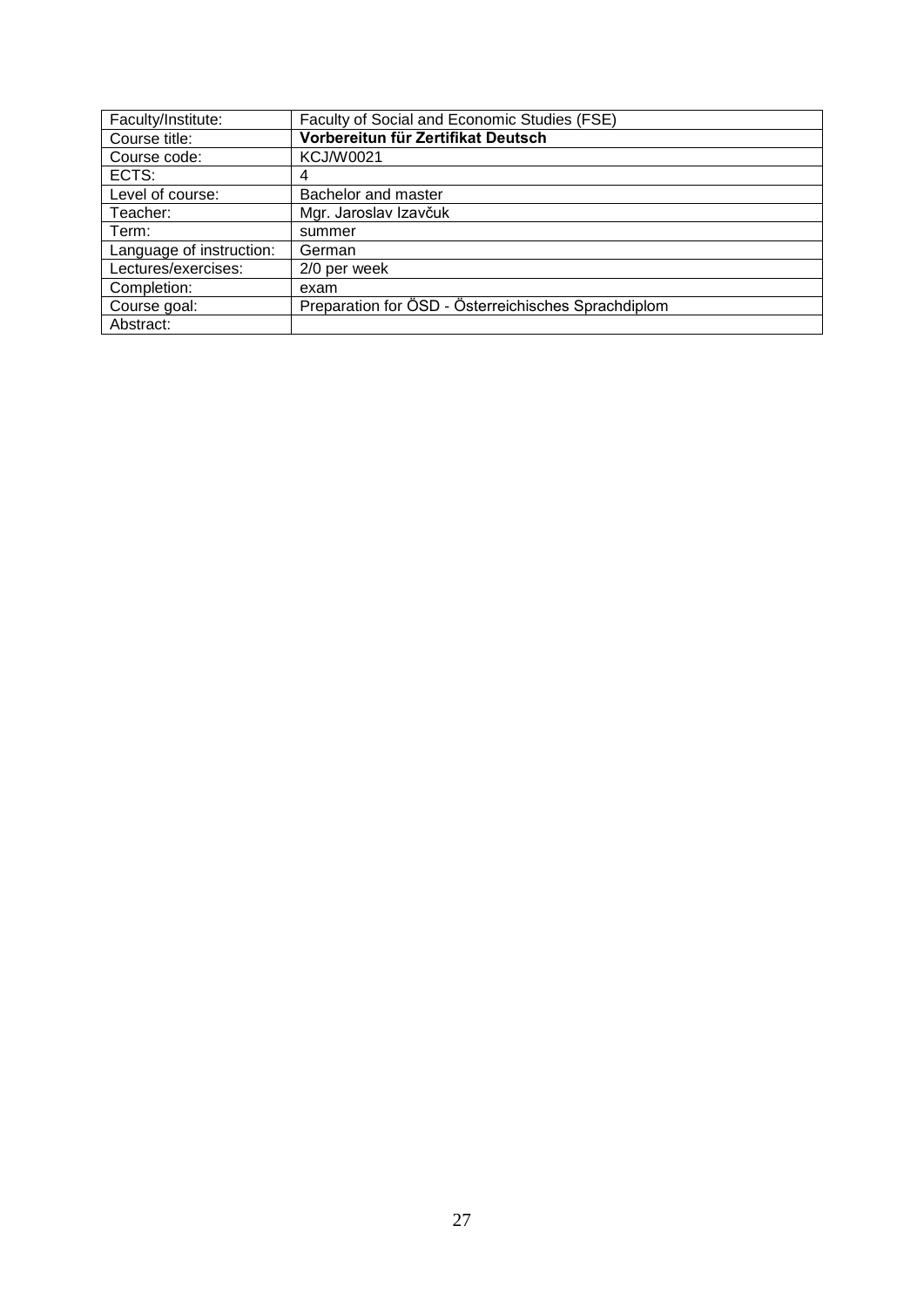| | |
|---|---|
| Faculty/Institute: | Faculty of Social and Economic Studies (FSE) |
| Course title: | **Vorbereitun für Zertifikat Deutsch** |
| Course code: | KCJ/W0021 |
| ECTS: | 4 |
| Level of course: | Bachelor and master |
| Teacher: | Mgr. Jaroslav Izavčuk |
| Term: | summer |
| Language of instruction: | German |
| Lectures/exercises: | 2/0 per week |
| Completion: | exam |
| Course goal: | Preparation for ÖSD - Österreichisches Sprachdiplom |
| Abstract: | |